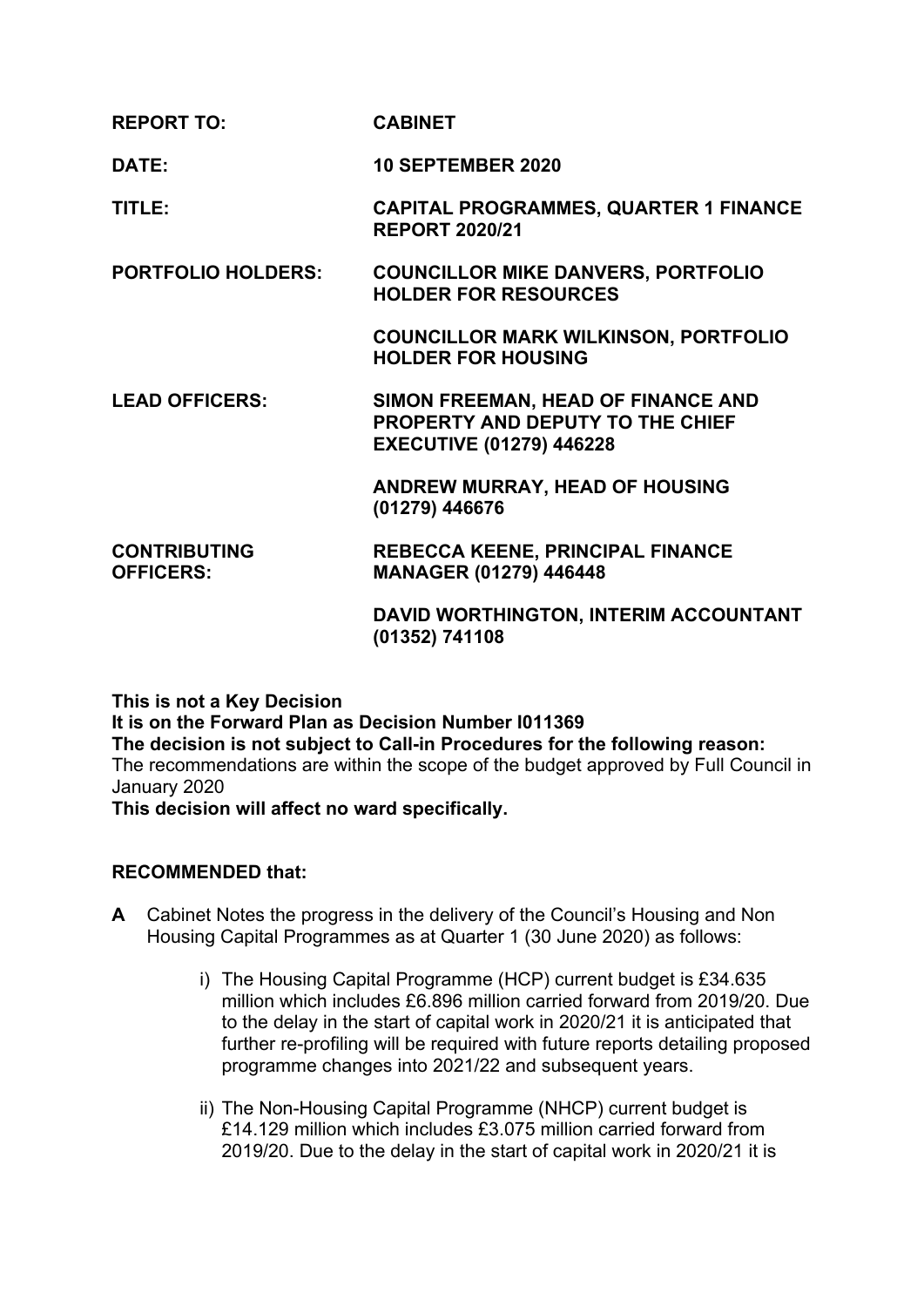| | |
|---|---|
| **REPORT TO:** | **CABINET** |
| **DATE:** | **10 SEPTEMBER 2020** |
| **TITLE:** | **CAPITAL PROGRAMMES, QUARTER 1 FINANCE REPORT 2020/21** |
| **PORTFOLIO HOLDERS:** | **COUNCILLOR MIKE DANVERS, PORTFOLIO HOLDER FOR RESOURCES** |
| | **COUNCILLOR MARK WILKINSON, PORTFOLIO HOLDER FOR HOUSING** |
| **LEAD OFFICERS:** | **SIMON FREEMAN, HEAD OF FINANCE AND PROPERTY AND DEPUTY TO THE CHIEF EXECUTIVE (01279) 446228** |
| | **ANDREW MURRAY, HEAD OF HOUSING (01279) 446676** |
| **CONTRIBUTING OFFICERS:** | **REBECCA KEENE, PRINCIPAL FINANCE MANAGER (01279) 446448** |
| | **DAVID WORTHINGTON, INTERIM ACCOUNTANT (01352) 741108** |

**This is not a Key Decision**
**It is on the Forward Plan as Decision Number I011369**
**The decision is not subject to Call-in Procedures for the following reason:**
The recommendations are within the scope of the budget approved by Full Council in January 2020
**This decision will affect no ward specifically.**

**RECOMMENDED that:**

**A** Cabinet Notes the progress in the delivery of the Council's Housing and Non Housing Capital Programmes as at Quarter 1 (30 June 2020) as follows:

i) The Housing Capital Programme (HCP) current budget is £34.635 million which includes £6.896 million carried forward from 2019/20. Due to the delay in the start of capital work in 2020/21 it is anticipated that further re-profiling will be required with future reports detailing proposed programme changes into 2021/22 and subsequent years.

ii) The Non-Housing Capital Programme (NHCP) current budget is £14.129 million which includes £3.075 million carried forward from 2019/20. Due to the delay in the start of capital work in 2020/21 it is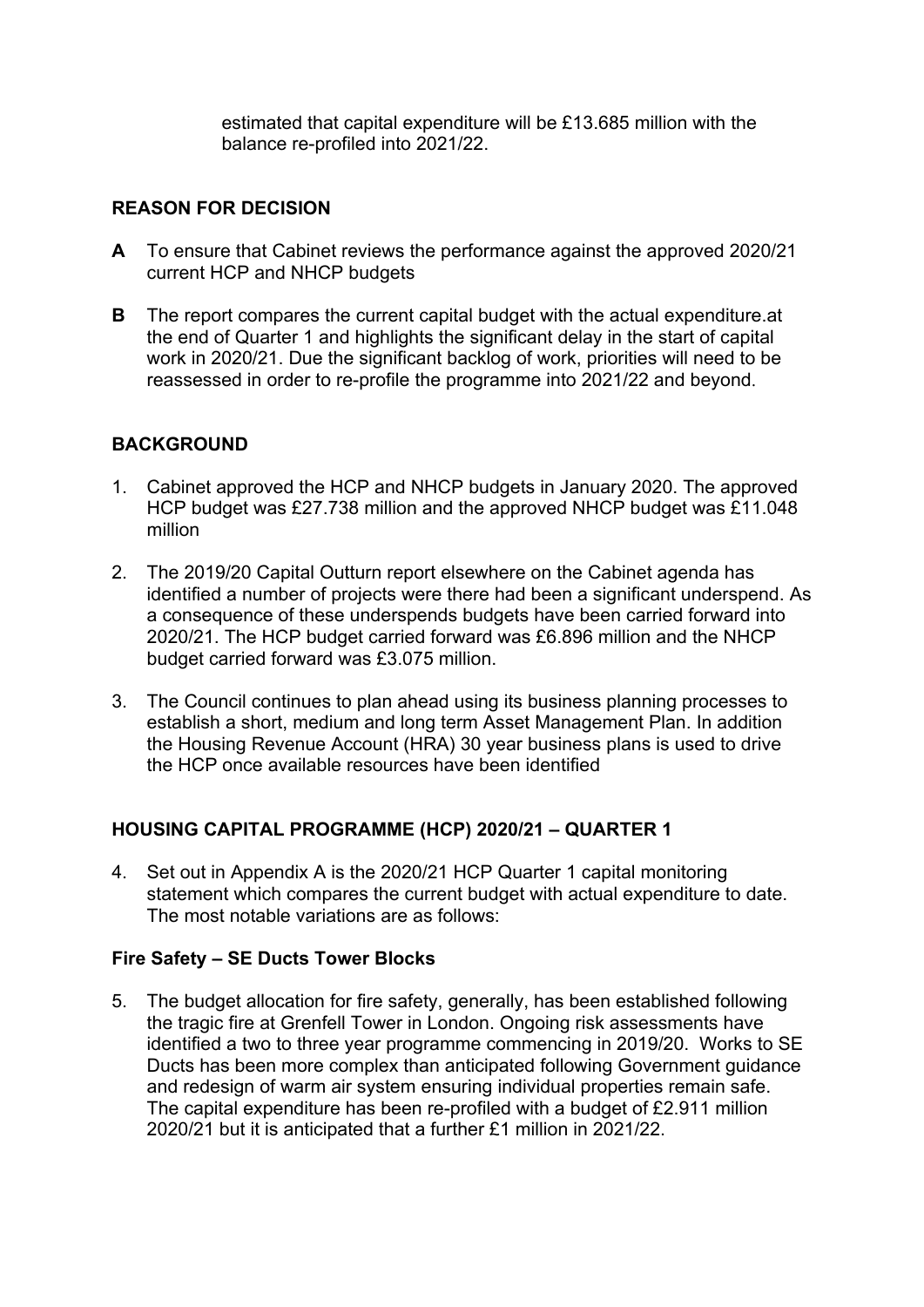estimated that capital expenditure will be £13.685 million with the balance re-profiled into 2021/22.

## REASON FOR DECISION

**A** To ensure that Cabinet reviews the performance against the approved 2020/21 current HCP and NHCP budgets

**B** The report compares the current capital budget with the actual expenditure.at the end of Quarter 1 and highlights the significant delay in the start of capital work in 2020/21. Due the significant backlog of work, priorities will need to be reassessed in order to re-profile the programme into 2021/22 and beyond.

## BACKGROUND

1. Cabinet approved the HCP and NHCP budgets in January 2020. The approved HCP budget was £27.738 million and the approved NHCP budget was £11.048 million

2. The 2019/20 Capital Outturn report elsewhere on the Cabinet agenda has identified a number of projects were there had been a significant underspend. As a consequence of these underspends budgets have been carried forward into 2020/21. The HCP budget carried forward was £6.896 million and the NHCP budget carried forward was £3.075 million.

3. The Council continues to plan ahead using its business planning processes to establish a short, medium and long term Asset Management Plan. In addition the Housing Revenue Account (HRA) 30 year business plans is used to drive the HCP once available resources have been identified

## HOUSING CAPITAL PROGRAMME (HCP) 2020/21 – QUARTER 1

4. Set out in Appendix A is the 2020/21 HCP Quarter 1 capital monitoring statement which compares the current budget with actual expenditure to date. The most notable variations are as follows:

### Fire Safety – SE Ducts Tower Blocks

5. The budget allocation for fire safety, generally, has been established following the tragic fire at Grenfell Tower in London. Ongoing risk assessments have identified a two to three year programme commencing in 2019/20. Works to SE Ducts has been more complex than anticipated following Government guidance and redesign of warm air system ensuring individual properties remain safe. The capital expenditure has been re-profiled with a budget of £2.911 million 2020/21 but it is anticipated that a further £1 million in 2021/22.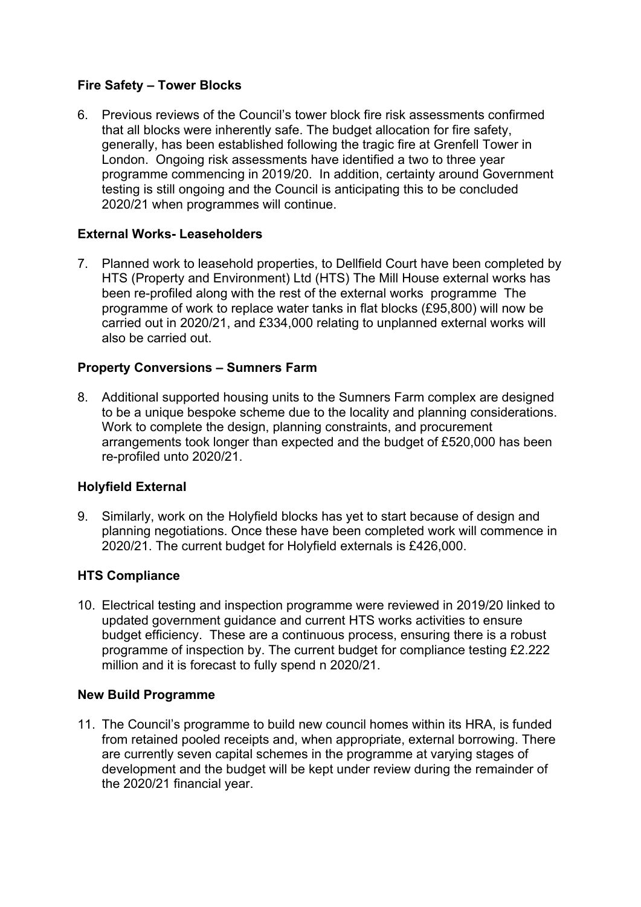**Fire Safety – Tower Blocks**

6. Previous reviews of the Council's tower block fire risk assessments confirmed that all blocks were inherently safe. The budget allocation for fire safety, generally, has been established following the tragic fire at Grenfell Tower in London. Ongoing risk assessments have identified a two to three year programme commencing in 2019/20. In addition, certainty around Government testing is still ongoing and the Council is anticipating this to be concluded 2020/21 when programmes will continue.

**External Works- Leaseholders**

7. Planned work to leasehold properties, to Dellfield Court have been completed by HTS (Property and Environment) Ltd (HTS) The Mill House external works has been re-profiled along with the rest of the external works programme The programme of work to replace water tanks in flat blocks (£95,800) will now be carried out in 2020/21, and £334,000 relating to unplanned external works will also be carried out.

**Property Conversions – Sumners Farm**

8. Additional supported housing units to the Sumners Farm complex are designed to be a unique bespoke scheme due to the locality and planning considerations. Work to complete the design, planning constraints, and procurement arrangements took longer than expected and the budget of £520,000 has been re-profiled unto 2020/21.

**Holyfield External**

9. Similarly, work on the Holyfield blocks has yet to start because of design and planning negotiations. Once these have been completed work will commence in 2020/21. The current budget for Holyfield externals is £426,000.

**HTS Compliance**

10. Electrical testing and inspection programme were reviewed in 2019/20 linked to updated government guidance and current HTS works activities to ensure budget efficiency. These are a continuous process, ensuring there is a robust programme of inspection by. The current budget for compliance testing £2.222 million and it is forecast to fully spend n 2020/21.

**New Build Programme**

11. The Council's programme to build new council homes within its HRA, is funded from retained pooled receipts and, when appropriate, external borrowing. There are currently seven capital schemes in the programme at varying stages of development and the budget will be kept under review during the remainder of the 2020/21 financial year.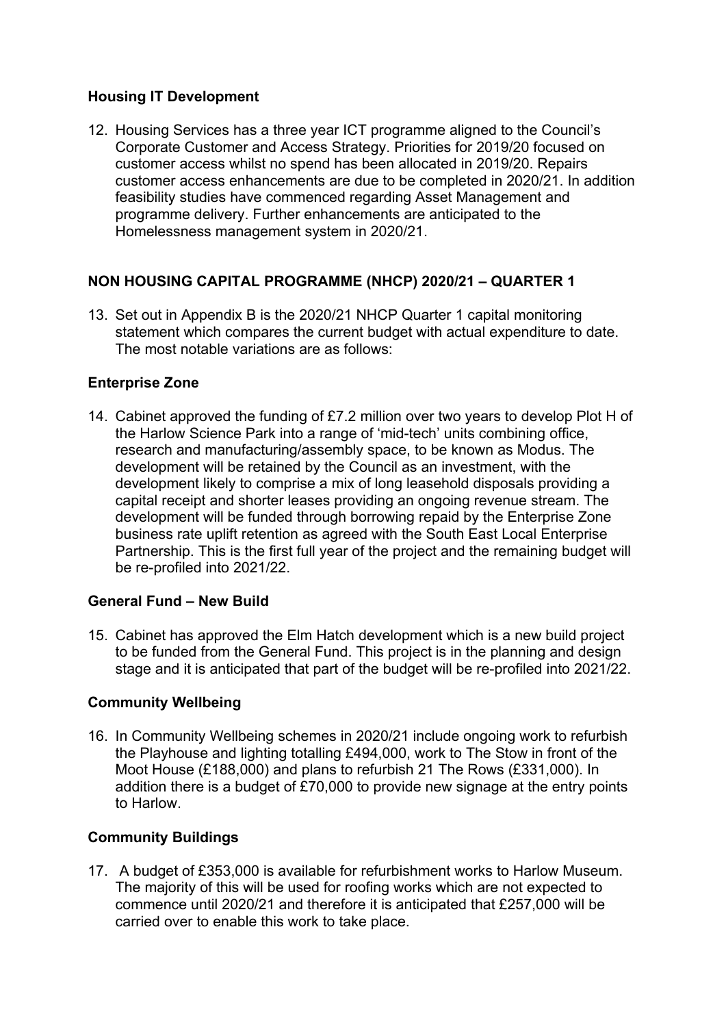## Housing IT Development

12. Housing Services has a three year ICT programme aligned to the Council's Corporate Customer and Access Strategy. Priorities for 2019/20 focused on customer access whilst no spend has been allocated in 2019/20. Repairs customer access enhancements are due to be completed in 2020/21. In addition feasibility studies have commenced regarding Asset Management and programme delivery. Further enhancements are anticipated to the Homelessness management system in 2020/21.

## NON HOUSING CAPITAL PROGRAMME (NHCP) 2020/21 – QUARTER 1

13. Set out in Appendix B is the 2020/21 NHCP Quarter 1 capital monitoring statement which compares the current budget with actual expenditure to date. The most notable variations are as follows:

## Enterprise Zone

14. Cabinet approved the funding of £7.2 million over two years to develop Plot H of the Harlow Science Park into a range of 'mid-tech' units combining office, research and manufacturing/assembly space, to be known as Modus. The development will be retained by the Council as an investment, with the development likely to comprise a mix of long leasehold disposals providing a capital receipt and shorter leases providing an ongoing revenue stream. The development will be funded through borrowing repaid by the Enterprise Zone business rate uplift retention as agreed with the South East Local Enterprise Partnership. This is the first full year of the project and the remaining budget will be re-profiled into 2021/22.

## General Fund – New Build

15. Cabinet has approved the Elm Hatch development which is a new build project to be funded from the General Fund. This project is in the planning and design stage and it is anticipated that part of the budget will be re-profiled into 2021/22.

## Community Wellbeing

16. In Community Wellbeing schemes in 2020/21 include ongoing work to refurbish the Playhouse and lighting totalling £494,000, work to The Stow in front of the Moot House (£188,000) and plans to refurbish 21 The Rows (£331,000). In addition there is a budget of £70,000 to provide new signage at the entry points to Harlow.

## Community Buildings

17. A budget of £353,000 is available for refurbishment works to Harlow Museum. The majority of this will be used for roofing works which are not expected to commence until 2020/21 and therefore it is anticipated that £257,000 will be carried over to enable this work to take place.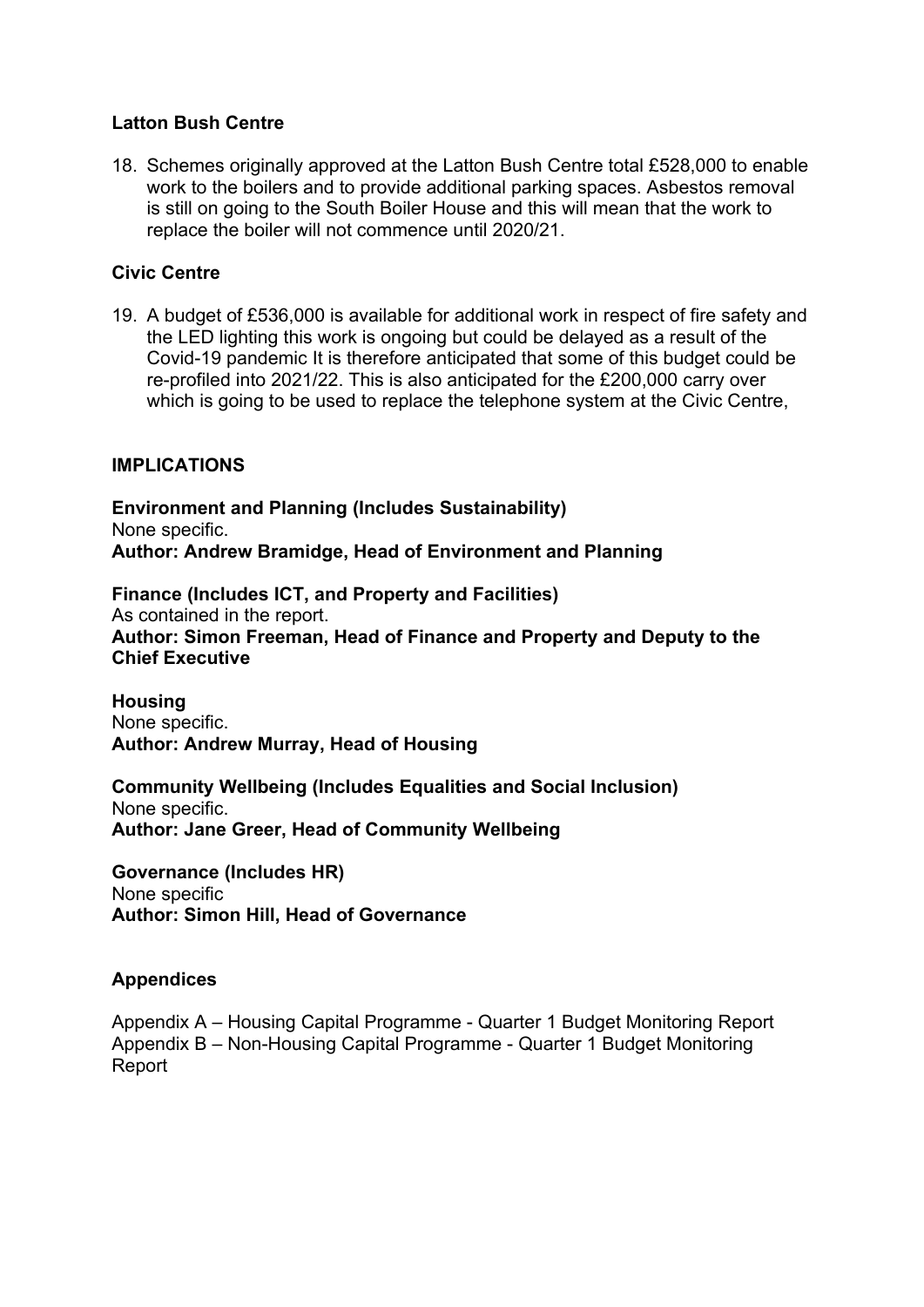**Latton Bush Centre**

18. Schemes originally approved at the Latton Bush Centre total £528,000 to enable work to the boilers and to provide additional parking spaces. Asbestos removal is still on going to the South Boiler House and this will mean that the work to replace the boiler will not commence until 2020/21.

**Civic Centre**

19. A budget of £536,000 is available for additional work in respect of fire safety and the LED lighting this work is ongoing but could be delayed as a result of the Covid-19 pandemic It is therefore anticipated that some of this budget could be re-profiled into 2021/22. This is also anticipated for the £200,000 carry over which is going to be used to replace the telephone system at the Civic Centre,

**IMPLICATIONS**

**Environment and Planning (Includes Sustainability)**
None specific.
**Author: Andrew Bramidge, Head of Environment and Planning**

**Finance (Includes ICT, and Property and Facilities)**
As contained in the report.
**Author: Simon Freeman, Head of Finance and Property and Deputy to the Chief Executive**

**Housing**
None specific.
**Author: Andrew Murray, Head of Housing**

**Community Wellbeing (Includes Equalities and Social Inclusion)**
None specific.
**Author: Jane Greer, Head of Community Wellbeing**

**Governance (Includes HR)**
None specific
**Author: Simon Hill, Head of Governance**

**Appendices**

Appendix A – Housing Capital Programme - Quarter 1 Budget Monitoring Report
Appendix B – Non-Housing Capital Programme - Quarter 1 Budget Monitoring Report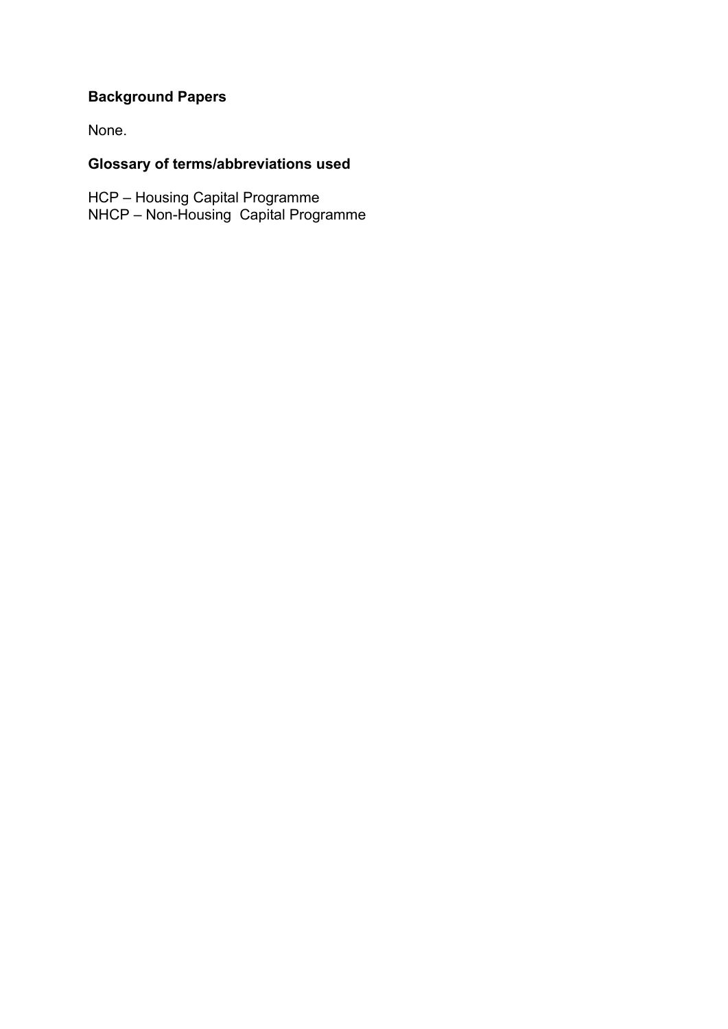**Background Papers**

None.

**Glossary of terms/abbreviations used**

HCP – Housing Capital Programme
NHCP – Non-Housing Capital Programme